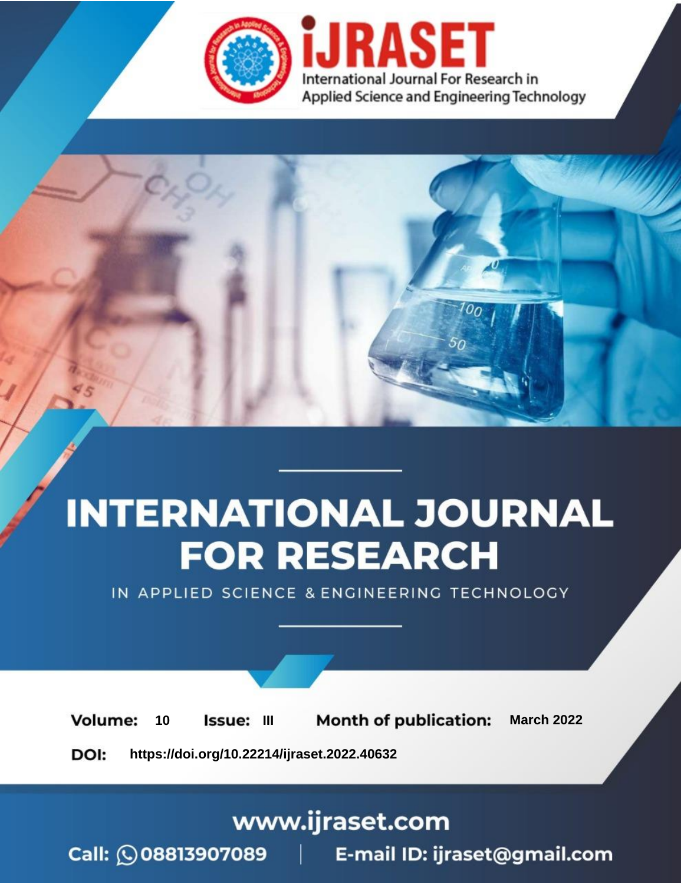# INTERNATIONAL JOURNAL FOR RESEARCH

IN APPLIED SCIENCE & ENGINEERING TECHNOLOGY

**Volume:** 10 **Issue:** III **Month of publication:** March 2022

**DOI:** https://doi.org/10.22214/ijraset.2022.40632

www.ijraset.com

Call: 08813907089 | E-mail ID: ijraset@gmail.com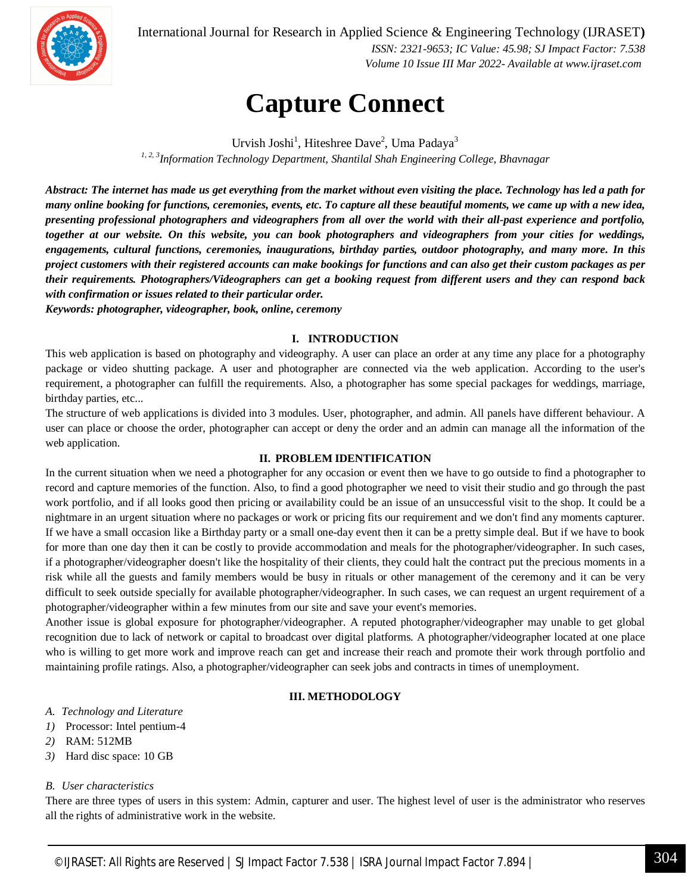# Capture Connect

Urvish Joshi[1], Hiteshree Dave[2], Uma Padaya[3]

[1, 2, 3]*Information Technology Department, Shantilal Shah Engineering College, Bhavnagar*

***Abstract:** The internet has made us get everything from the market without even visiting the place. Technology has led a path for many online booking for functions, ceremonies, events, etc. To capture all these beautiful moments, we came up with a new idea, presenting professional photographers and videographers from all over the world with their all-past experience and portfolio, together at our website. On this website, you can book photographers and videographers from your cities for weddings, engagements, cultural functions, ceremonies, inaugurations, birthday parties, outdoor photography, and many more. In this project customers with their registered accounts can make bookings for functions and can also get their custom packages as per their requirements. Photographers/Videographers can get a booking request from different users and they can respond back with confirmation or issues related to their particular order.*

***Keywords:** photographer, videographer, book, online, ceremony*

## I. INTRODUCTION

This web application is based on photography and videography. A user can place an order at any time any place for a photography package or video shutting package. A user and photographer are connected via the web application. According to the user's requirement, a photographer can fulfill the requirements. Also, a photographer has some special packages for weddings, marriage, birthday parties, etc...

The structure of web applications is divided into 3 modules. User, photographer, and admin. All panels have different behaviour. A user can place or choose the order, photographer can accept or deny the order and an admin can manage all the information of the web application.

## II. PROBLEM IDENTIFICATION

In the current situation when we need a photographer for any occasion or event then we have to go outside to find a photographer to record and capture memories of the function. Also, to find a good photographer we need to visit their studio and go through the past work portfolio, and if all looks good then pricing or availability could be an issue of an unsuccessful visit to the shop. It could be a nightmare in an urgent situation where no packages or work or pricing fits our requirement and we don't find any moments capturer. If we have a small occasion like a Birthday party or a small one-day event then it can be a pretty simple deal. But if we have to book for more than one day then it can be costly to provide accommodation and meals for the photographer/videographer. In such cases, if a photographer/videographer doesn't like the hospitality of their clients, they could halt the contract put the precious moments in a risk while all the guests and family members would be busy in rituals or other management of the ceremony and it can be very difficult to seek outside specially for available photographer/videographer. In such cases, we can request an urgent requirement of a photographer/videographer within a few minutes from our site and save your event's memories.

Another issue is global exposure for photographer/videographer. A reputed photographer/videographer may unable to get global recognition due to lack of network or capital to broadcast over digital platforms. A photographer/videographer located at one place who is willing to get more work and improve reach can get and increase their reach and promote their work through portfolio and maintaining profile ratings. Also, a photographer/videographer can seek jobs and contracts in times of unemployment.

## III. METHODOLOGY

### *A. Technology and Literature*

1) Processor: Intel pentium-4
2) RAM: 512MB
3) Hard disc space: 10 GB

### *B. User characteristics*

There are three types of users in this system: Admin, capturer and user. The highest level of user is the administrator who reserves all the rights of administrative work in the website.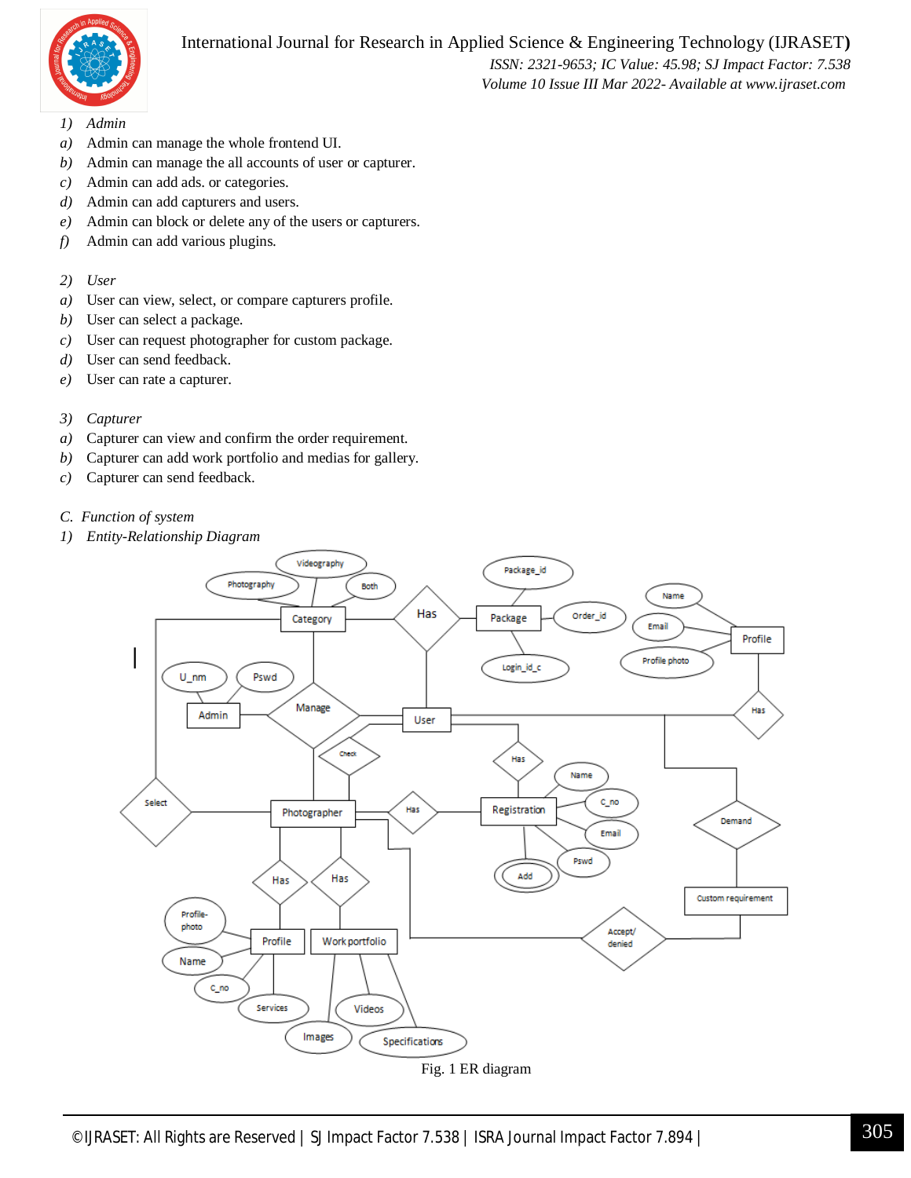1) *Admin*

a) Admin can manage the whole frontend UI.
b) Admin can manage the all accounts of user or capturer.
c) Admin can add ads. or categories.
d) Admin can add capturers and users.
e) Admin can block or delete any of the users or capturers.
f) Admin can add various plugins.

2) *User*

a) User can view, select, or compare capturers profile.
b) User can select a package.
c) User can request photographer for custom package.
d) User can send feedback.
e) User can rate a capturer.

3) *Capturer*

a) Capturer can view and confirm the order requirement.
b) Capturer can add work portfolio and medias for gallery.
c) Capturer can send feedback.

### *C. Function of system*

1) *Entity-Relationship Diagram*

Fig. 1 ER diagram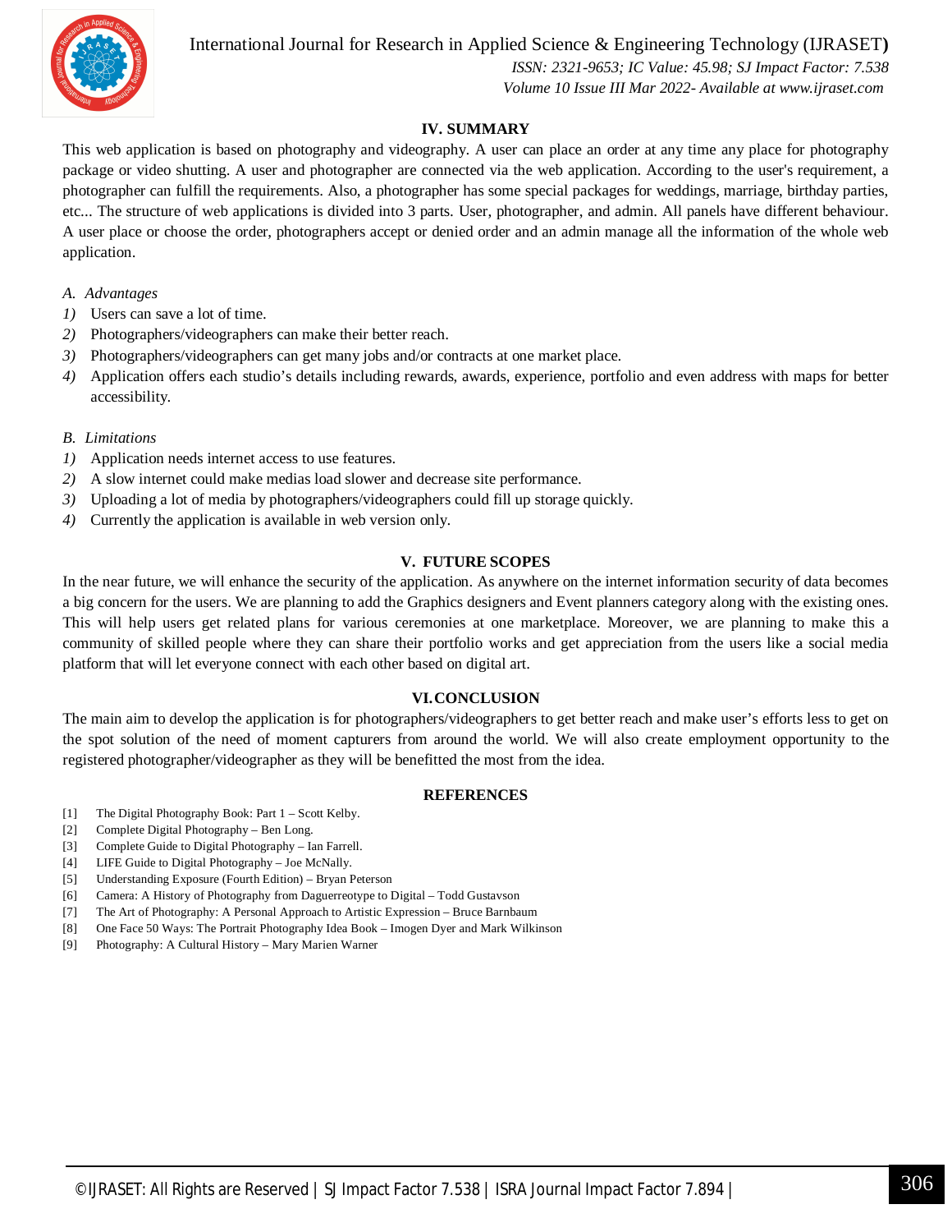## IV. SUMMARY

This web application is based on photography and videography. A user can place an order at any time any place for photography package or video shutting. A user and photographer are connected via the web application. According to the user's requirement, a photographer can fulfill the requirements. Also, a photographer has some special packages for weddings, marriage, birthday parties, etc... The structure of web applications is divided into 3 parts. User, photographer, and admin. All panels have different behaviour. A user place or choose the order, photographers accept or denied order and an admin manage all the information of the whole web application.

### *A. Advantages*

1) Users can save a lot of time.
2) Photographers/videographers can make their better reach.
3) Photographers/videographers can get many jobs and/or contracts at one market place.
4) Application offers each studio's details including rewards, awards, experience, portfolio and even address with maps for better accessibility.

### *B. Limitations*

1) Application needs internet access to use features.
2) A slow internet could make medias load slower and decrease site performance.
3) Uploading a lot of media by photographers/videographers could fill up storage quickly.
4) Currently the application is available in web version only.

## V. FUTURE SCOPES

In the near future, we will enhance the security of the application. As anywhere on the internet information security of data becomes a big concern for the users. We are planning to add the Graphics designers and Event planners category along with the existing ones. This will help users get related plans for various ceremonies at one marketplace. Moreover, we are planning to make this a community of skilled people where they can share their portfolio works and get appreciation from the users like a social media platform that will let everyone connect with each other based on digital art.

## VI. CONCLUSION

The main aim to develop the application is for photographers/videographers to get better reach and make user's efforts less to get on the spot solution of the need of moment capturers from around the world. We will also create employment opportunity to the registered photographer/videographer as they will be benefitted the most from the idea.

## REFERENCES

[1] The Digital Photography Book: Part 1 – Scott Kelby.
[2] Complete Digital Photography – Ben Long.
[3] Complete Guide to Digital Photography – Ian Farrell.
[4] LIFE Guide to Digital Photography – Joe McNally.
[5] Understanding Exposure (Fourth Edition) – Bryan Peterson
[6] Camera: A History of Photography from Daguerreotype to Digital – Todd Gustavson
[7] The Art of Photography: A Personal Approach to Artistic Expression – Bruce Barnbaum
[8] One Face 50 Ways: The Portrait Photography Idea Book – Imogen Dyer and Mark Wilkinson
[9] Photography: A Cultural History – Mary Marien Warner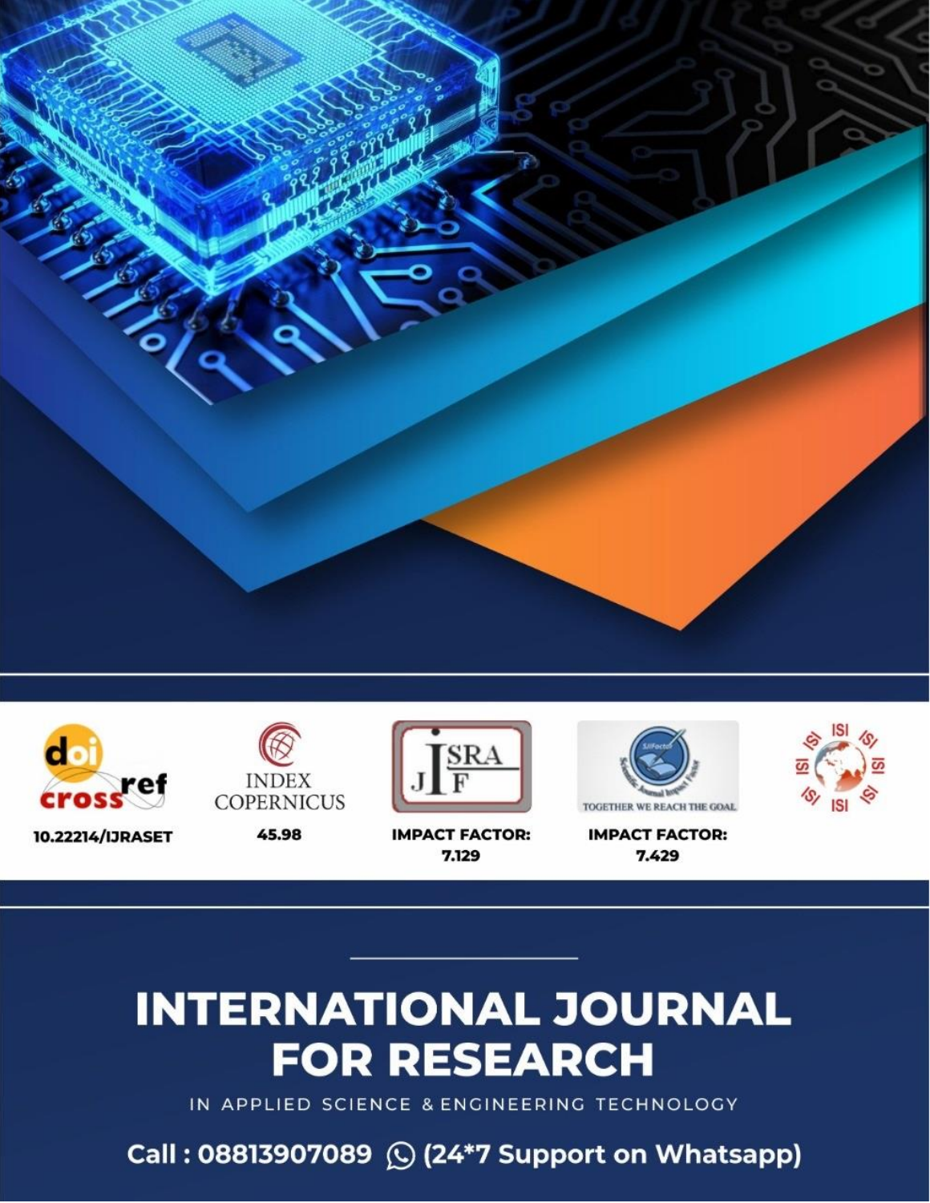10.22214/IJRASET

INDEX COPERNICUS

45.98

IMPACT FACTOR: 7.129

IMPACT FACTOR: 7.429

TOGETHER WE REACH THE GOAL

# INTERNATIONAL JOURNAL FOR RESEARCH

IN APPLIED SCIENCE & ENGINEERING TECHNOLOGY

**Call : 08813907089 (24*7 Support on Whatsapp)**